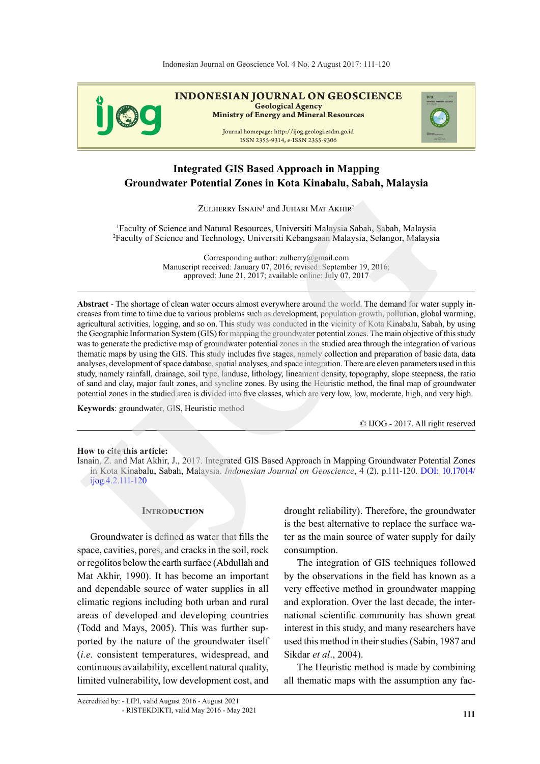# Integrated GIS Based Approach in Mapping Groundwater Potential Zones in Kota Kinabalu, Sabah, Malaysia

Zulherry Isnain[1] and Juhari Mat Akhir[2]

[1]Faculty of Science and Natural Resources, Universiti Malaysia Sabah, Sabah, Malaysia
[2]Faculty of Science and Technology, Universiti Kebangsaan Malaysia, Selangor, Malaysia

Corresponding author: zulherry@gmail.com
Manuscript received: January 07, 2016; revised: September 19, 2016;
approved: June 21, 2017; available online: July 07, 2017

**Abstract** - The shortage of clean water occurs almost everywhere around the world. The demand for water supply increases from time to time due to various problems such as development, population growth, pollution, global warming, agricultural activities, logging, and so on. This study was conducted in the vicinity of Kota Kinabalu, Sabah, by using the Geographic Information System (GIS) for mapping the groundwater potential zones. The main objective of this study was to generate the predictive map of groundwater potential zones in the studied area through the integration of various thematic maps by using the GIS. This study includes five stages, namely collection and preparation of basic data, data analyses, development of space database, spatial analyses, and space integration. There are eleven parameters used in this study, namely rainfall, drainage, soil type, landuse, lithology, lineament density, topography, slope steepness, the ratio of sand and clay, major fault zones, and syncline zones. By using the Heuristic method, the final map of groundwater potential zones in the studied area is divided into five classes, which are very low, low, moderate, high, and very high.

**Keywords**: groundwater, GIS, Heuristic method

© IJOG - 2017. All right reserved

**How to cite this article:**
Isnain, Z. and Mat Akhir, J., 2017. Integrated GIS Based Approach in Mapping Groundwater Potential Zones in Kota Kinabalu, Sabah, Malaysia. *Indonesian Journal on Geoscience*, 4 (2), p.111-120. DOI: 10.17014/ijog.4.2.111-120

## Introduction

Groundwater is defined as water that fills the space, cavities, pores, and cracks in the soil, rock or regolitos below the earth surface (Abdullah and Mat Akhir, 1990). It has become an important and dependable source of water supplies in all climatic regions including both urban and rural areas of developed and developing countries (Todd and Mays, 2005). This was further supported by the nature of the groundwater itself (*i.e.* consistent temperatures, widespread, and continuous availability, excellent natural quality, limited vulnerability, low development cost, and drought reliability). Therefore, the groundwater is the best alternative to replace the surface water as the main source of water supply for daily consumption.

The integration of GIS techniques followed by the observations in the field has known as a very effective method in groundwater mapping and exploration. Over the last decade, the international scientific community has shown great interest in this study, and many researchers have used this method in their studies (Sabin, 1987 and Sikdar *et al*., 2004).

The Heuristic method is made by combining all thematic maps with the assumption any fac-

Accredited by: - LIPI, valid August 2016 - August 2021
- RISTEKDIKTI, valid May 2016 - May 2021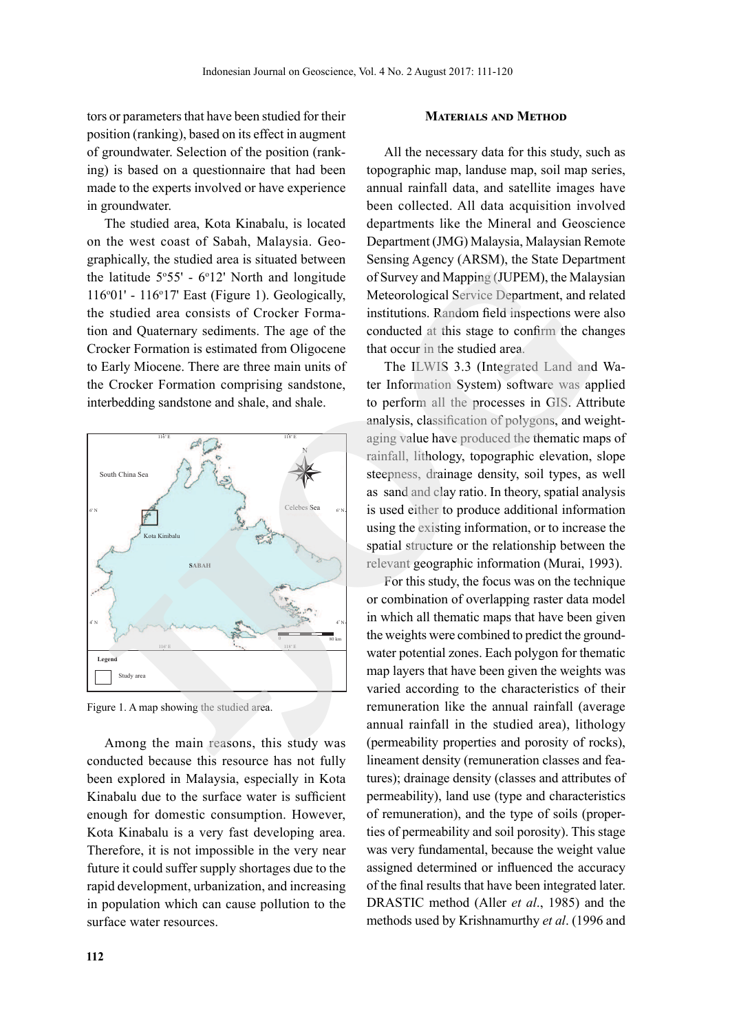tors or parameters that have been studied for their position (ranking), based on its effect in augment of groundwater. Selection of the position (ranking) is based on a questionnaire that had been made to the experts involved or have experience in groundwater.

The studied area, Kota Kinabalu, is located on the west coast of Sabah, Malaysia. Geographically, the studied area is situated between the latitude 5°55' - 6°12' North and longitude 116°01' - 116°17' East (Figure 1). Geologically, the studied area consists of Crocker Formation and Quaternary sediments. The age of the Crocker Formation is estimated from Oligocene to Early Miocene. There are three main units of the Crocker Formation comprising sandstone, interbedding sandstone and shale, and shale.

Figure 1. A map showing the studied area.

Among the main reasons, this study was conducted because this resource has not fully been explored in Malaysia, especially in Kota Kinabalu due to the surface water is sufficient enough for domestic consumption. However, Kota Kinabalu is a very fast developing area. Therefore, it is not impossible in the very near future it could suffer supply shortages due to the rapid development, urbanization, and increasing in population which can cause pollution to the surface water resources.

## Materials and Method

All the necessary data for this study, such as topographic map, landuse map, soil map series, annual rainfall data, and satellite images have been collected. All data acquisition involved departments like the Mineral and Geoscience Department (JMG) Malaysia, Malaysian Remote Sensing Agency (ARSM), the State Department of Survey and Mapping (JUPEM), the Malaysian Meteorological Service Department, and related institutions. Random field inspections were also conducted at this stage to confirm the changes that occur in the studied area.

The ILWIS 3.3 (Integrated Land and Water Information System) software was applied to perform all the processes in GIS. Attribute analysis, classification of polygons, and weightaging value have produced the thematic maps of rainfall, lithology, topographic elevation, slope steepness, drainage density, soil types, as well as sand and clay ratio. In theory, spatial analysis is used either to produce additional information using the existing information, or to increase the spatial structure or the relationship between the relevant geographic information (Murai, 1993).

For this study, the focus was on the technique or combination of overlapping raster data model in which all thematic maps that have been given the weights were combined to predict the groundwater potential zones. Each polygon for thematic map layers that have been given the weights was varied according to the characteristics of their remuneration like the annual rainfall (average annual rainfall in the studied area), lithology (permeability properties and porosity of rocks), lineament density (remuneration classes and features); drainage density (classes and attributes of permeability), land use (type and characteristics of remuneration), and the type of soils (properties of permeability and soil porosity). This stage was very fundamental, because the weight value assigned determined or influenced the accuracy of the final results that have been integrated later. DRASTIC method (Aller *et al*., 1985) and the methods used by Krishnamurthy *et al*. (1996 and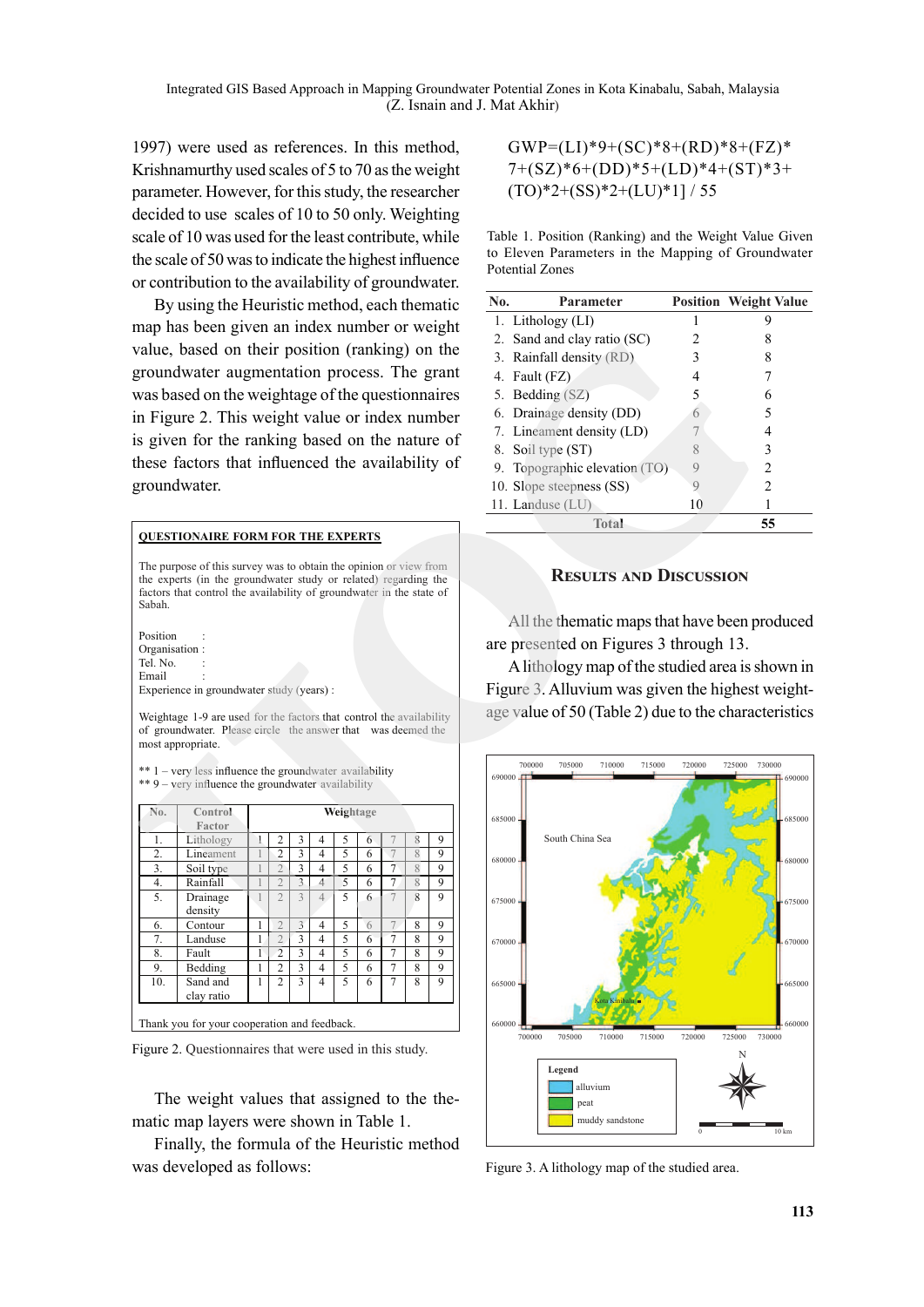1997) were used as references. In this method, Krishnamurthy used scales of 5 to 70 as the weight parameter. However, for this study, the researcher decided to use scales of 10 to 50 only. Weighting scale of 10 was used for the least contribute, while the scale of 50 was to indicate the highest influence or contribution to the availability of groundwater.

By using the Heuristic method, each thematic map has been given an index number or weight value, based on their position (ranking) on the groundwater augmentation process. The grant was based on the weightage of the questionnaires in Figure 2. This weight value or index number is given for the ranking based on the nature of these factors that influenced the availability of groundwater.

**QUESTIONAIRE FORM FOR THE EXPERTS**

The purpose of this survey was to obtain the opinion or view from the experts (in the groundwater study or related) regarding the factors that control the availability of groundwater in the state of Sabah.

Position :
Organisation :
Tel. No. :
Email :
Experience in groundwater study (years) :

Weightage 1-9 are used for the factors that control the availability of groundwater. Please circle the answer that was deemed the most appropriate.

** 1 – very less influence the groundwater availability
** 9 – very influence the groundwater availability

| No. | Control Factor | Weightage | | | | | | | | |
|---|---|---|---|---|---|---|---|---|---|---|
| 1. | Lithology | 1 | 2 | 3 | 4 | 5 | 6 | 7 | 8 | 9 |
| 2. | Lineament | 1 | 2 | 3 | 4 | 5 | 6 | 7 | 8 | 9 |
| 3. | Soil type | 1 | 2 | 3 | 4 | 5 | 6 | 7 | 8 | 9 |
| 4. | Rainfall | 1 | 2 | 3 | 4 | 5 | 6 | 7 | 8 | 9 |
| 5. | Drainage density | 1 | 2 | 3 | 4 | 5 | 6 | 7 | 8 | 9 |
| 6. | Contour | 1 | 2 | 3 | 4 | 5 | 6 | 7 | 8 | 9 |
| 7. | Landuse | 1 | 2 | 3 | 4 | 5 | 6 | 7 | 8 | 9 |
| 8. | Fault | 1 | 2 | 3 | 4 | 5 | 6 | 7 | 8 | 9 |
| 9. | Bedding | 1 | 2 | 3 | 4 | 5 | 6 | 7 | 8 | 9 |
| 10. | Sand and clay ratio | 1 | 2 | 3 | 4 | 5 | 6 | 7 | 8 | 9 |

Thank you for your cooperation and feedback.

Figure 2. Questionnaires that were used in this study.

The weight values that assigned to the thematic map layers were shown in Table 1.

Finally, the formula of the Heuristic method was developed as follows:

$$GWP=[(LI)*9+(SC)*8+(RD)*8+(FZ)*7+(SZ)*6+(DD)*5+(LD)*4+(ST)*3+(TO)*2+(SS)*2+(LU)*1] / 55$$

Table 1. Position (Ranking) and the Weight Value Given to Eleven Parameters in the Mapping of Groundwater Potential Zones

| No. | Parameter | Position | Weight Value |
|---|---|---|---|
| 1. | Lithology (LI) | 1 | 9 |
| 2. | Sand and clay ratio (SC) | 2 | 8 |
| 3. | Rainfall density (RD) | 3 | 8 |
| 4. | Fault (FZ) | 4 | 7 |
| 5. | Bedding (SZ) | 5 | 6 |
| 6. | Drainage density (DD) | 6 | 5 |
| 7. | Lineament density (LD) | 7 | 4 |
| 8. | Soil type (ST) | 8 | 3 |
| 9. | Topographic elevation (TO) | 9 | 2 |
| 10. | Slope steepness (SS) | 9 | 2 |
| 11. | Landuse (LU) | 10 | 1 |
| | Total | | 55 |

## RESULTS AND DISCUSSION

All the thematic maps that have been produced are presented on Figures 3 through 13.

A lithology map of the studied area is shown in Figure 3. Alluvium was given the highest weightage value of 50 (Table 2) due to the characteristics

Figure 3. A lithology map of the studied area.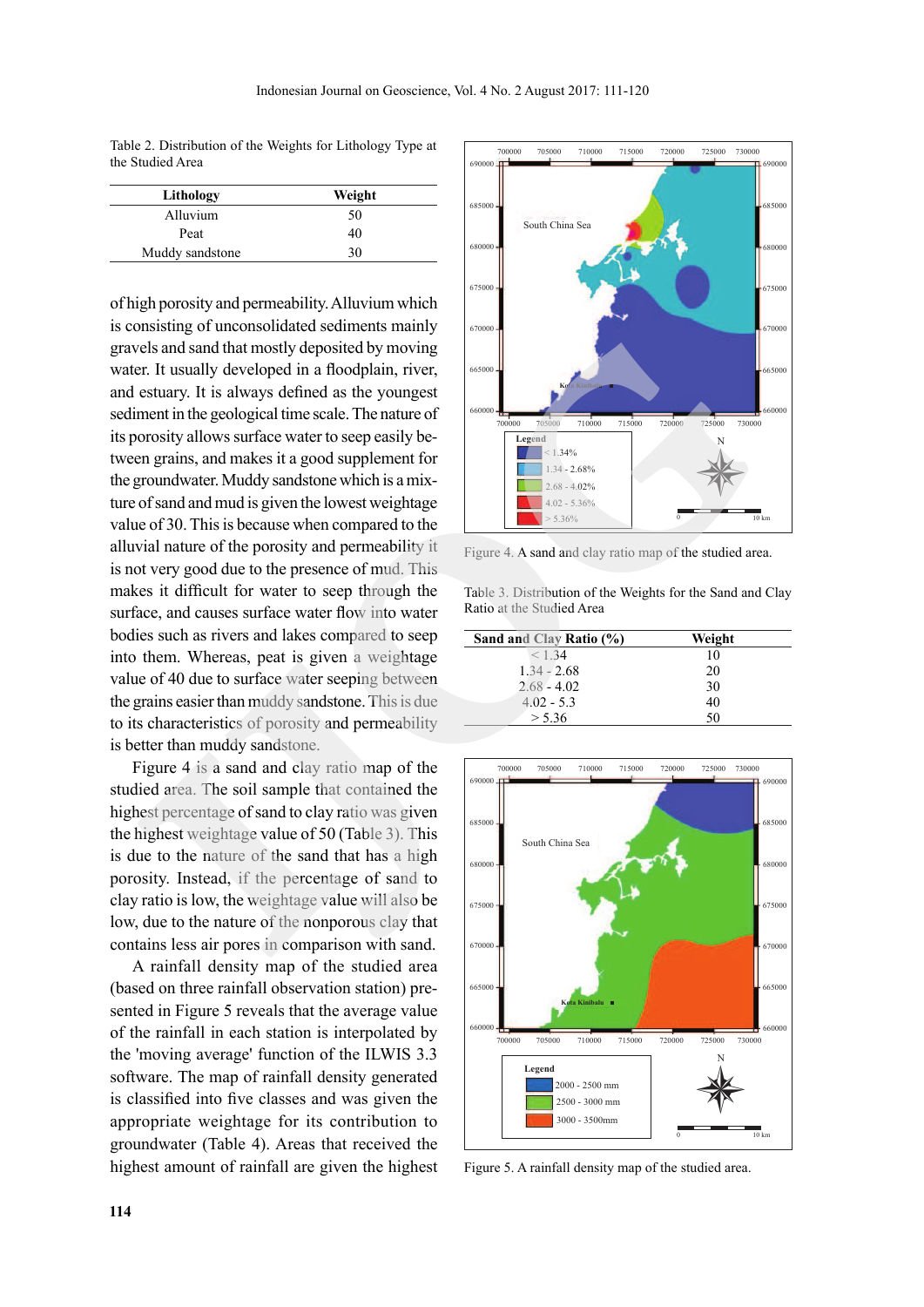Table 2. Distribution of the Weights for Lithology Type at the Studied Area

| Lithology | Weight |
|---|---|
| Alluvium | 50 |
| Peat | 40 |
| Muddy sandstone | 30 |

of high porosity and permeability. Alluvium which is consisting of unconsolidated sediments mainly gravels and sand that mostly deposited by moving water. It usually developed in a floodplain, river, and estuary. It is always defined as the youngest sediment in the geological time scale. The nature of its porosity allows surface water to seep easily between grains, and makes it a good supplement for the groundwater. Muddy sandstone which is a mixture of sand and mud is given the lowest weightage value of 30. This is because when compared to the alluvial nature of the porosity and permeability it is not very good due to the presence of mud. This makes it difficult for water to seep through the surface, and causes surface water flow into water bodies such as rivers and lakes compared to seep into them. Whereas, peat is given a weightage value of 40 due to surface water seeping between the grains easier than muddy sandstone. This is due to its characteristics of porosity and permeability is better than muddy sandstone.

Figure 4 is a sand and clay ratio map of the studied area. The soil sample that contained the highest percentage of sand to clay ratio was given the highest weightage value of 50 (Table 3). This is due to the nature of the sand that has a high porosity. Instead, if the percentage of sand to clay ratio is low, the weightage value will also be low, due to the nature of the nonporous clay that contains less air pores in comparison with sand.

A rainfall density map of the studied area (based on three rainfall observation station) presented in Figure 5 reveals that the average value of the rainfall in each station is interpolated by the 'moving average' function of the ILWIS 3.3 software. The map of rainfall density generated is classified into five classes and was given the appropriate weightage for its contribution to groundwater (Table 4). Areas that received the highest amount of rainfall are given the highest

Figure 4. A sand and clay ratio map of the studied area.

Table 3. Distribution of the Weights for the Sand and Clay Ratio at the Studied Area

| Sand and Clay Ratio (%) | Weight |
|---|---|
| < 1.34 | 10 |
| 1.34 - 2.68 | 20 |
| 2.68 - 4.02 | 30 |
| 4.02 - 5.3 | 40 |
| > 5.36 | 50 |

Figure 5. A rainfall density map of the studied area.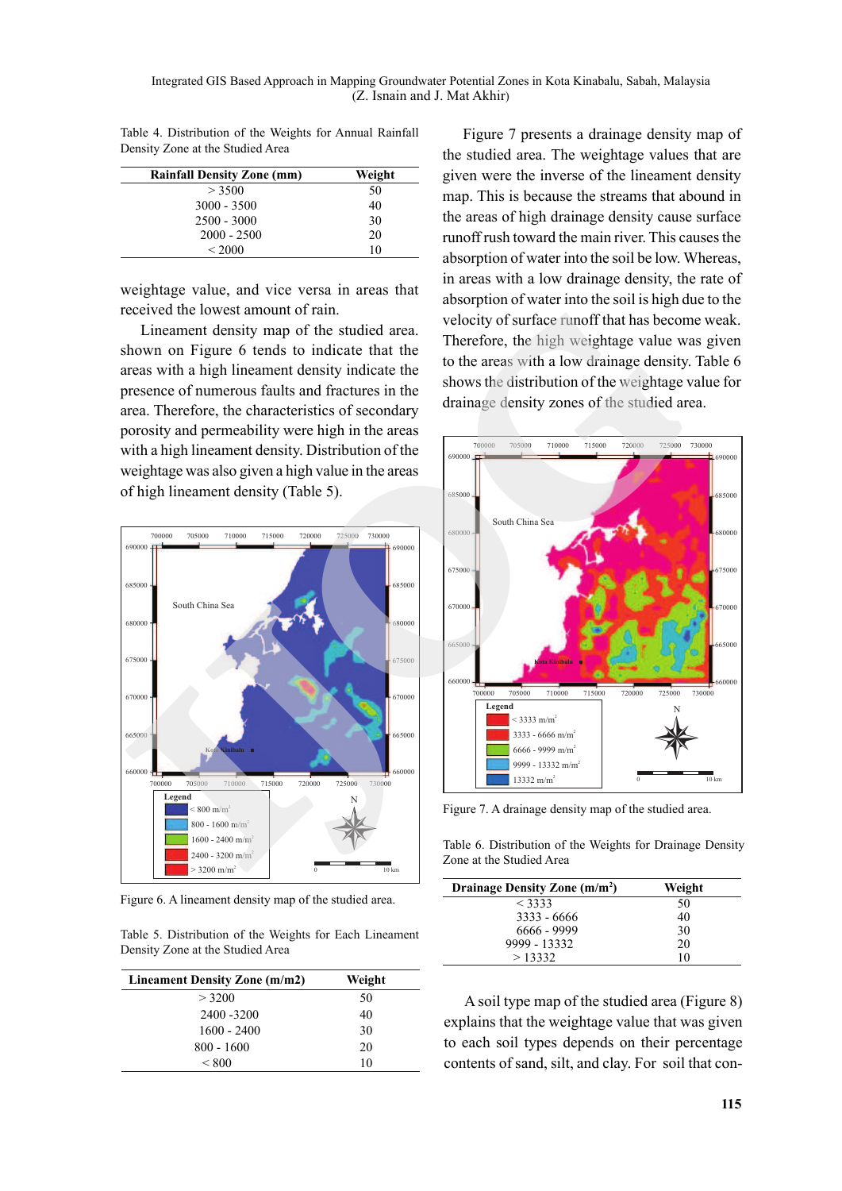Table 4. Distribution of the Weights for Annual Rainfall Density Zone at the Studied Area

| Rainfall Density Zone (mm) | Weight |
|---|---|
| > 3500 | 50 |
| 3000 - 3500 | 40 |
| 2500 - 3000 | 30 |
| 2000 - 2500 | 20 |
| < 2000 | 10 |

weightage value, and vice versa in areas that received the lowest amount of rain.

Lineament density map of the studied area. shown on Figure 6 tends to indicate that the areas with a high lineament density indicate the presence of numerous faults and fractures in the area. Therefore, the characteristics of secondary porosity and permeability were high in the areas with a high lineament density. Distribution of the weightage was also given a high value in the areas of high lineament density (Table 5).

Figure 6. A lineament density map of the studied area.

Table 5. Distribution of the Weights for Each Lineament Density Zone at the Studied Area

| Lineament Density Zone (m/m2) | Weight |
|---|---|
| > 3200 | 50 |
| 2400 -3200 | 40 |
| 1600 - 2400 | 30 |
| 800 - 1600 | 20 |
| < 800 | 10 |

Figure 7 presents a drainage density map of the studied area. The weightage values that are given were the inverse of the lineament density map. This is because the streams that abound in the areas of high drainage density cause surface runoff rush toward the main river. This causes the absorption of water into the soil be low. Whereas, in areas with a low drainage density, the rate of absorption of water into the soil is high due to the velocity of surface runoff that has become weak. Therefore, the high weightage value was given to the areas with a low drainage density. Table 6 shows the distribution of the weightage value for drainage density zones of the studied area.

Figure 7. A drainage density map of the studied area.

Table 6. Distribution of the Weights for Drainage Density Zone at the Studied Area

| Drainage Density Zone (m/m$^2$) | Weight |
|---|---|
| < 3333 | 50 |
| 3333 - 6666 | 40 |
| 6666 - 9999 | 30 |
| 9999 - 13332 | 20 |
| > 13332 | 10 |

A soil type map of the studied area (Figure 8) explains that the weightage value that was given to each soil types depends on their percentage contents of sand, silt, and clay. For soil that con-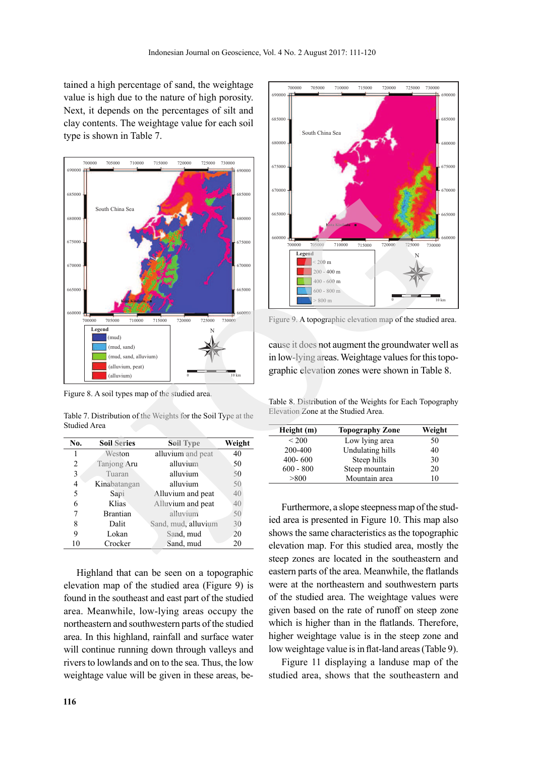tained a high percentage of sand, the weightage value is high due to the nature of high porosity. Next, it depends on the percentages of silt and clay contents. The weightage value for each soil type is shown in Table 7.

Figure 8. A soil types map of the studied area.

Table 7. Distribution of the Weights for the Soil Type at the Studied Area

| No. | Soil Series | Soil Type | Weight |
|---|---|---|---|
| 1 | Weston | alluvium and peat | 40 |
| 2 | Tanjong Aru | alluvium | 50 |
| 3 | Tuaran | alluvium | 50 |
| 4 | Kinabatangan | alluvium | 50 |
| 5 | Sapi | Alluvium and peat | 40 |
| 6 | Klias | Alluvium and peat | 40 |
| 7 | Brantian | alluvium | 50 |
| 8 | Dalit | Sand, mud, alluvium | 30 |
| 9 | Lokan | Sand, mud | 20 |
| 10 | Crocker | Sand, mud | 20 |

Highland that can be seen on a topographic elevation map of the studied area (Figure 9) is found in the southeast and east part of the studied area. Meanwhile, low-lying areas occupy the northeastern and southwestern parts of the studied area. In this highland, rainfall and surface water will continue running down through valleys and rivers to lowlands and on to the sea. Thus, the low weightage value will be given in these areas, because it does not augment the groundwater well as in low-lying areas. Weightage values for this topographic elevation zones were shown in Table 8.

Figure 9. A topographic elevation map of the studied area.

Table 8. Distribution of the Weights for Each Topography Elevation Zone at the Studied Area.

| Height (m) | Topography Zone | Weight |
|---|---|---|
| < 200 | Low lying area | 50 |
| 200-400 | Undulating hills | 40 |
| 400- 600 | Steep hills | 30 |
| 600 - 800 | Steep mountain | 20 |
| >800 | Mountain area | 10 |

Furthermore, a slope steepness map of the studied area is presented in Figure 10. This map also shows the same characteristics as the topographic elevation map. For this studied area, mostly the steep zones are located in the southeastern and eastern parts of the area. Meanwhile, the flatlands were at the northeastern and southwestern parts of the studied area. The weightage values were given based on the rate of runoff on steep zone which is higher than in the flatlands. Therefore, higher weightage value is in the steep zone and low weightage value is in flat-land areas (Table 9).

Figure 11 displaying a landuse map of the studied area, shows that the southeastern and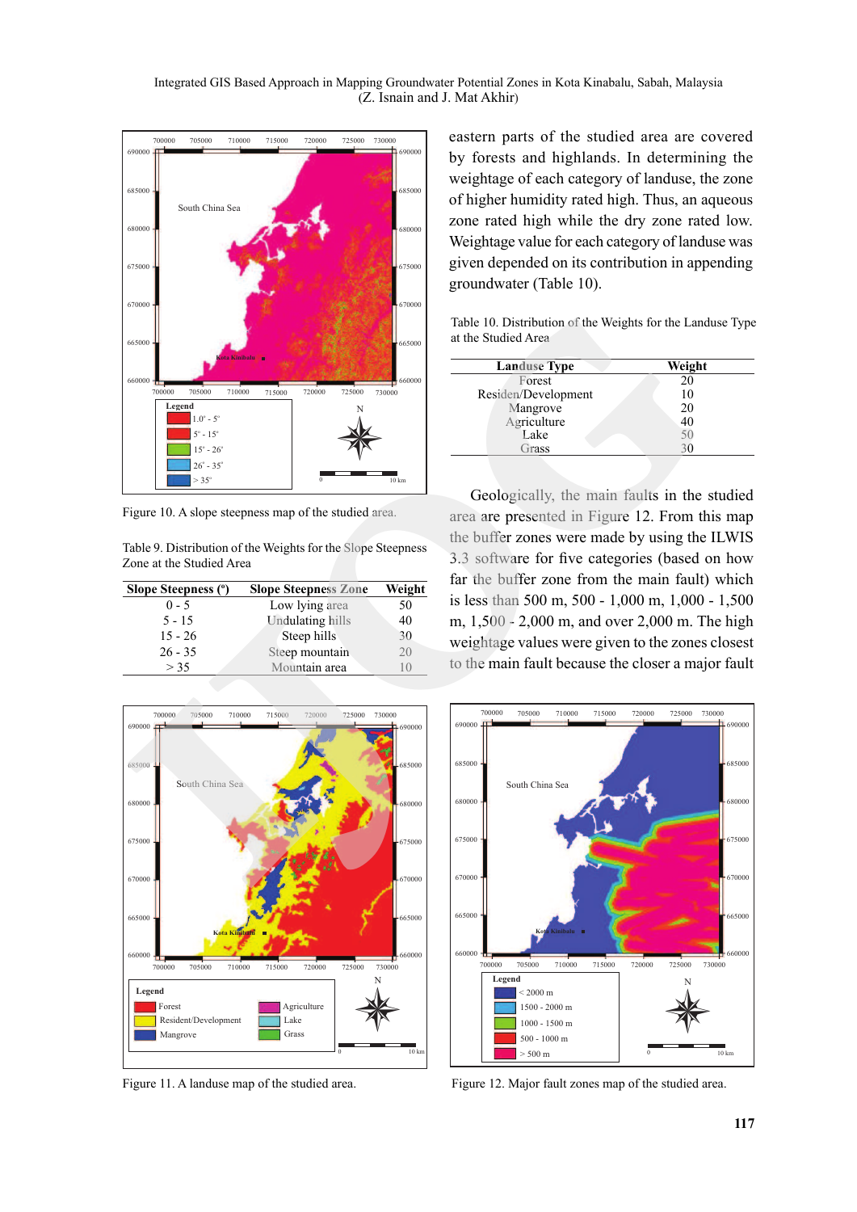Figure 10. A slope steepness map of the studied area.

Table 9. Distribution of the Weights for the Slope Steepness Zone at the Studied Area

| Slope Steepness (°) | Slope Steepness Zone | Weight |
|---|---|---|
| 0 - 5 | Low lying area | 50 |
| 5 - 15 | Undulating hills | 40 |
| 15 - 26 | Steep hills | 30 |
| 26 - 35 | Steep mountain | 20 |
| > 35 | Mountain area | 10 |

eastern parts of the studied area are covered by forests and highlands. In determining the weightage of each category of landuse, the zone of higher humidity rated high. Thus, an aqueous zone rated high while the dry zone rated low. Weightage value for each category of landuse was given depended on its contribution in appending groundwater (Table 10).

Table 10. Distribution of the Weights for the Landuse Type at the Studied Area

| Landuse Type | Weight |
|---|---|
| Forest | 20 |
| Residen/Development | 10 |
| Mangrove | 20 |
| Agriculture | 40 |
| Lake | 50 |
| Grass | 30 |

Geologically, the main faults in the studied area are presented in Figure 12. From this map the buffer zones were made by using the ILWIS 3.3 software for five categories (based on how far the buffer zone from the main fault) which is less than 500 m, 500 - 1,000 m, 1,000 - 1,500 m, 1,500 - 2,000 m, and over 2,000 m. The high weightage values were given to the zones closest to the main fault because the closer a major fault

Figure 11. A landuse map of the studied area.

Figure 12. Major fault zones map of the studied area.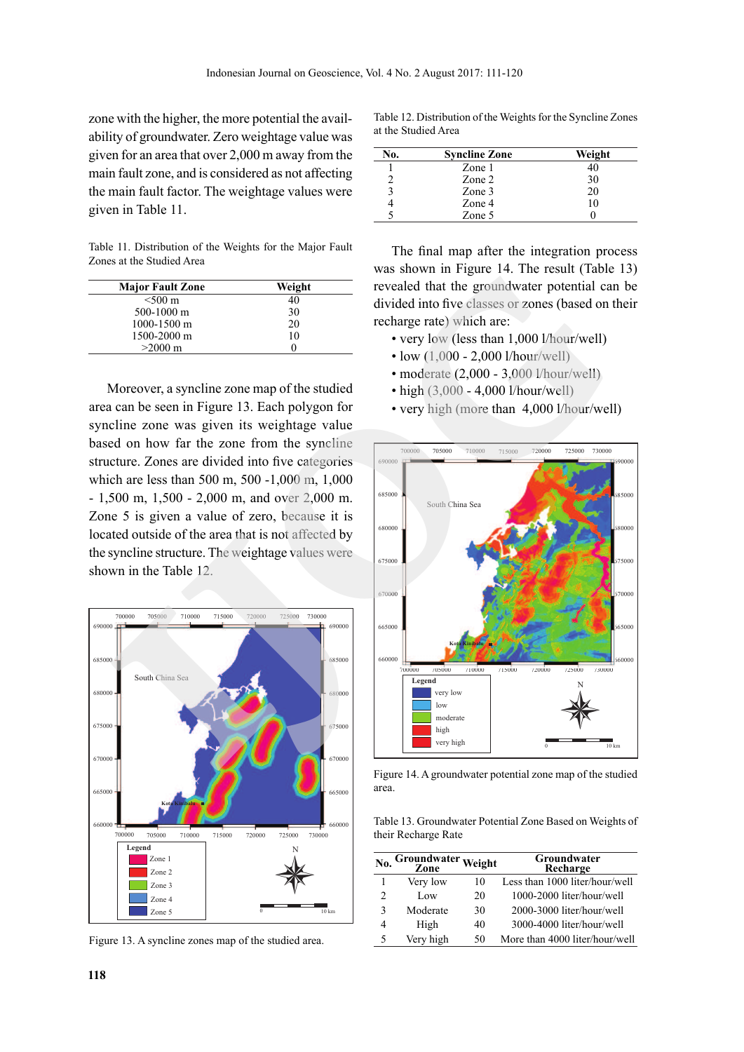zone with the higher, the more potential the availability of groundwater. Zero weightage value was given for an area that over 2,000 m away from the main fault zone, and is considered as not affecting the main fault factor. The weightage values were given in Table 11.

Table 11. Distribution of the Weights for the Major Fault Zones at the Studied Area

| Major Fault Zone | Weight |
|---|---|
| <500 m | 40 |
| 500-1000 m | 30 |
| 1000-1500 m | 20 |
| 1500-2000 m | 10 |
| >2000 m | 0 |

Moreover, a syncline zone map of the studied area can be seen in Figure 13. Each polygon for syncline zone was given its weightage value based on how far the zone from the syncline structure. Zones are divided into five categories which are less than 500 m, 500 -1,000 m, 1,000 - 1,500 m, 1,500 - 2,000 m, and over 2,000 m. Zone 5 is given a value of zero, because it is located outside of the area that is not affected by the syncline structure. The weightage values were shown in the Table 12.

Figure 13. A syncline zones map of the studied area.

Table 12. Distribution of the Weights for the Syncline Zones at the Studied Area

| No. | Syncline Zone | Weight |
|---|---|---|
| 1 | Zone 1 | 40 |
| 2 | Zone 2 | 30 |
| 3 | Zone 3 | 20 |
| 4 | Zone 4 | 10 |
| 5 | Zone 5 | 0 |

The final map after the integration process was shown in Figure 14. The result (Table 13) revealed that the groundwater potential can be divided into five classes or zones (based on their recharge rate) which are:

- very low (less than 1,000 l/hour/well)
- low (1,000 - 2,000 l/hour/well)
- moderate (2,000 - 3,000 l/hour/well)
- high (3,000 - 4,000 l/hour/well)
- very high (more than 4,000 l/hour/well)

Figure 14. A groundwater potential zone map of the studied area.

Table 13. Groundwater Potential Zone Based on Weights of their Recharge Rate

| No. | Groundwater Zone | Weight | Groundwater Recharge |
|---|---|---|---|
| 1 | Very low | 10 | Less than 1000 liter/hour/well |
| 2 | Low | 20 | 1000-2000 liter/hour/well |
| 3 | Moderate | 30 | 2000-3000 liter/hour/well |
| 4 | High | 40 | 3000-4000 liter/hour/well |
| 5 | Very high | 50 | More than 4000 liter/hour/well |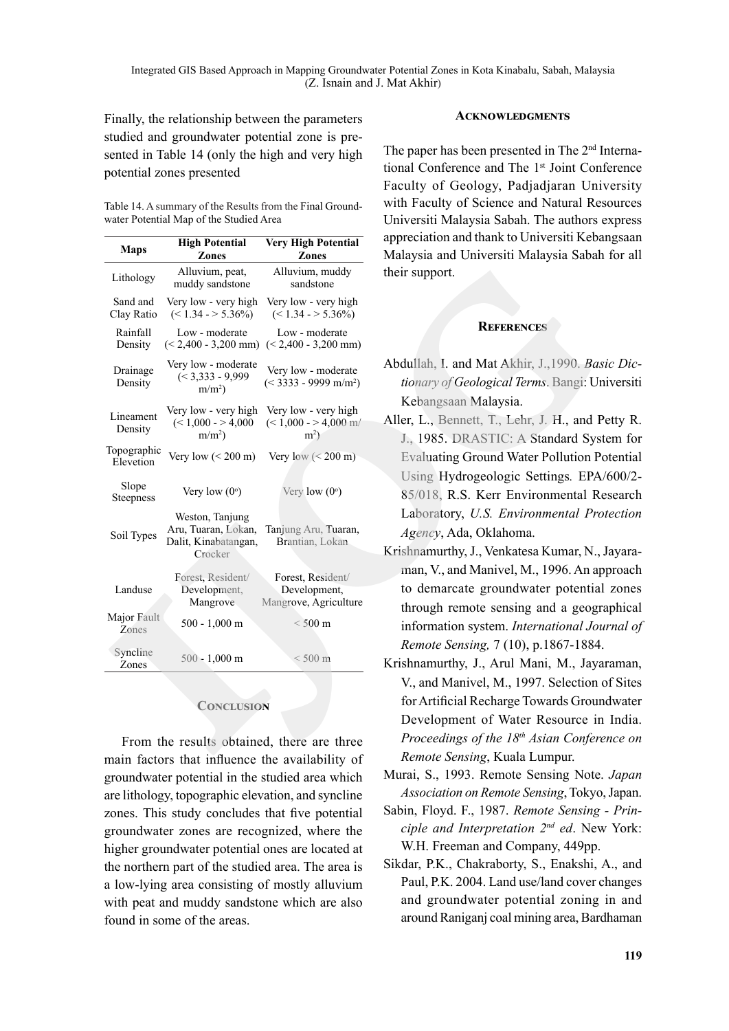Finally, the relationship between the parameters studied and groundwater potential zone is presented in Table 14 (only the high and very high potential zones presented

Table 14. A summary of the Results from the Final Groundwater Potential Map of the Studied Area

| Maps | High Potential Zones | Very High Potential Zones |
|---|---|---|
| Lithology | Alluvium, peat, muddy sandstone | Alluvium, muddy sandstone |
| Sand and Clay Ratio | Very low - very high (< 1.34 - > 5.36%) | Very low - very high (< 1.34 - > 5.36%) |
| Rainfall Density | Low - moderate (< 2,400 - 3,200 mm) | Low - moderate (< 2,400 - 3,200 mm) |
| Drainage Density | Very low - moderate (< 3,333 - 9,999 $m/m^2$) | Very low - moderate (< 3333 - 9999 $m/m^2$) |
| Lineament Density | Very low - very high (< 1,000 - > 4,000 $m/m^2$) | Very low - very high (< 1,000 - > 4,000 $m/m^2$) |
| Topographic Elevetion | Very low (< 200 m) | Very low (< 200 m) |
| Slope Steepness | Very low ($0^o$) | Very low ($0^o$) |
| Soil Types | Weston, Tanjung Aru, Tuaran, Lokan, Dalit, Kinabatangan, Crocker | Tanjung Aru, Tuaran, Brantian, Lokan |
| Landuse | Forest, Resident/ Development, Mangrove | Forest, Resident/ Development, Mangrove, Agriculture |
| Major Fault Zones | 500 - 1,000 m | < 500 m |
| Syncline Zones | 500 - 1,000 m | < 500 m |

## Conclusion

From the results obtained, there are three main factors that influence the availability of groundwater potential in the studied area which are lithology, topographic elevation, and syncline zones. This study concludes that five potential groundwater zones are recognized, where the higher groundwater potential ones are located at the northern part of the studied area. The area is a low-lying area consisting of mostly alluvium with peat and muddy sandstone which are also found in some of the areas.

## Acknowledgments

The paper has been presented in The 2nd International Conference and The 1st Joint Conference Faculty of Geology, Padjadjaran University with Faculty of Science and Natural Resources Universiti Malaysia Sabah. The authors express appreciation and thank to Universiti Kebangsaan Malaysia and Universiti Malaysia Sabah for all their support.

## References

Abdullah, I. and Mat Akhir, J.,1990. *Basic Dictionary of Geological Terms*. Bangi: Universiti Kebangsaan Malaysia.

Aller, L., Bennett, T., Lehr, J. H., and Petty R. J., 1985. DRASTIC: A Standard System for Evaluating Ground Water Pollution Potential Using Hydrogeologic Settings*.* EPA/600/2-85/018, R.S. Kerr Environmental Research Laboratory, *U.S. Environmental Protection Agency*, Ada, Oklahoma.

Krishnamurthy, J., Venkatesa Kumar, N., Jayaraman, V., and Manivel, M., 1996. An approach to demarcate groundwater potential zones through remote sensing and a geographical information system. *International Journal of Remote Sensing,* 7 (10), p.1867-1884.

Krishnamurthy, J., Arul Mani, M., Jayaraman, V., and Manivel, M., 1997. Selection of Sites for Artificial Recharge Towards Groundwater Development of Water Resource in India. *Proceedings of the 18th Asian Conference on Remote Sensing*, Kuala Lumpur.

Murai, S., 1993. Remote Sensing Note. *Japan Association on Remote Sensing*, Tokyo, Japan.

Sabin, Floyd. F., 1987. *Remote Sensing - Principle and Interpretation 2nd ed*. New York: W.H. Freeman and Company, 449pp.

Sikdar, P.K., Chakraborty, S., Enakshi, A., and Paul, P.K. 2004. Land use/land cover changes and groundwater potential zoning in and around Raniganj coal mining area, Bardhaman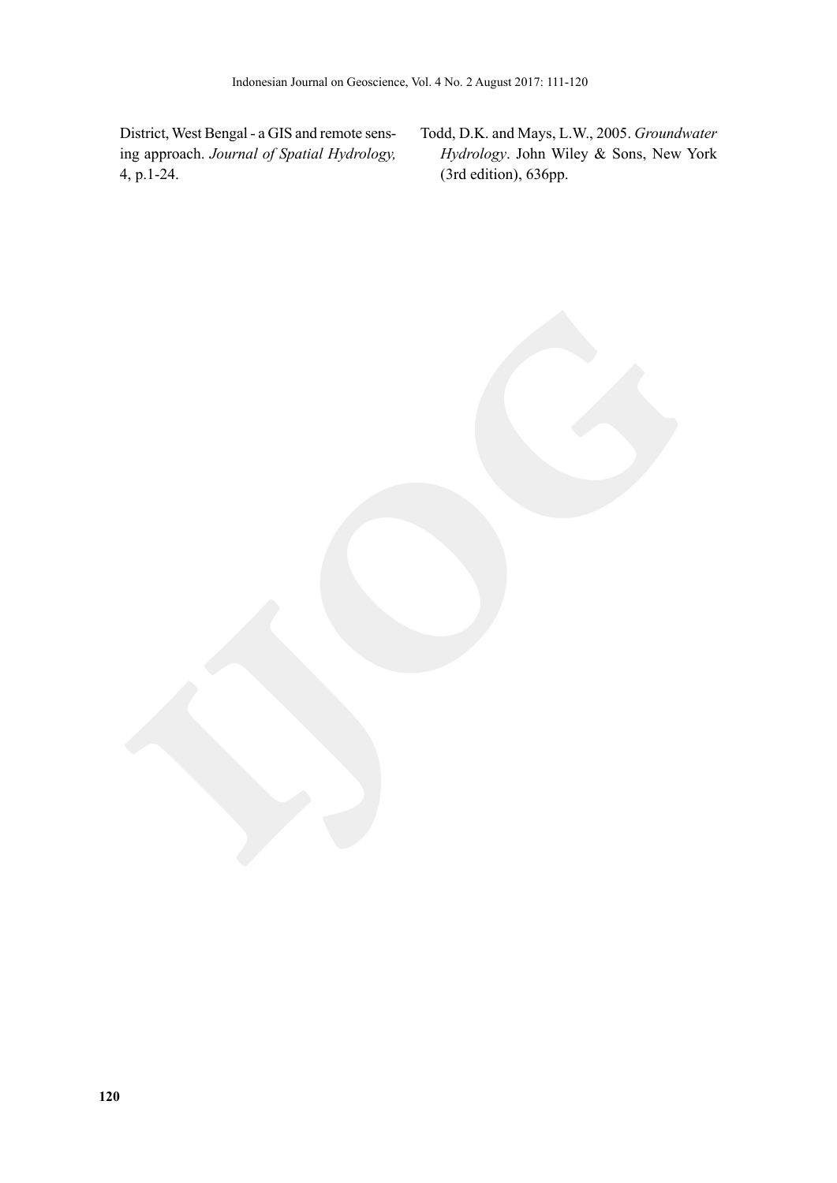District, West Bengal - a GIS and remote sensing approach. *Journal of Spatial Hydrology,* 4, p.1-24.

Todd, D.K. and Mays, L.W., 2005. *Groundwater Hydrology*. John Wiley & Sons, New York (3rd edition), 636pp.